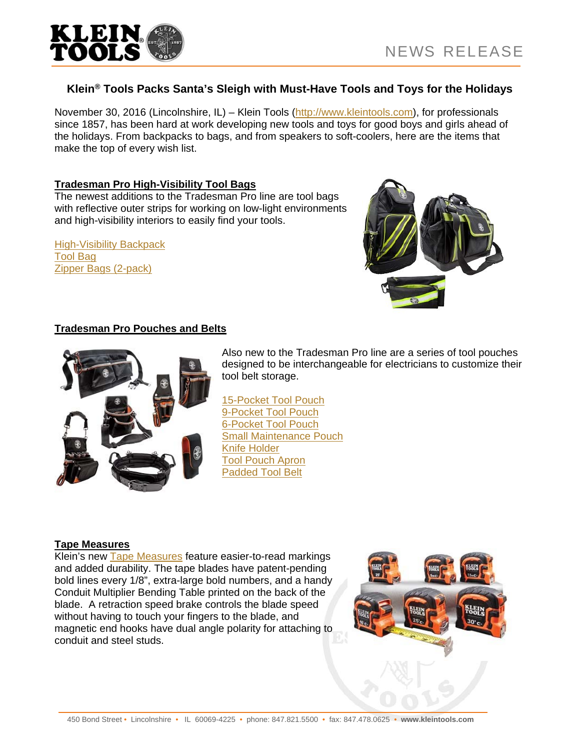NEWS RELEASE

## Klein® Tools Packs Santa's Sleigh with Must-Have Tools and Toys for the Holidays

November 30, 2016 (Lincolnshire, IL) – Klein Tools (http://www.kleintools.com), for professionals since 1857, has been hard at work developing new tools and toys for good boys and girls ahead of the holidays. From backpacks to bags, and from speakers to soft-coolers, here are the items that make the top of every wish list.

### Tradesman Pro High-Visibility Tool Bags

The newest additions to the Tradesman Pro line are tool bags with reflective outer strips for working on low-light environments and high-visibility interiors to easily find your tools.

High-Visibility Backpack
Tool Bag
Zipper Bags (2-pack)

### Tradesman Pro Pouches and Belts

Also new to the Tradesman Pro line are a series of tool pouches designed to be interchangeable for electricians to customize their tool belt storage.

15-Pocket Tool Pouch
9-Pocket Tool Pouch
6-Pocket Tool Pouch
Small Maintenance Pouch
Knife Holder
Tool Pouch Apron
Padded Tool Belt

### Tape Measures

Klein's new Tape Measures feature easier-to-read markings and added durability. The tape blades have patent-pending bold lines every 1/8", extra-large bold numbers, and a handy Conduit Multiplier Bending Table printed on the back of the blade. A retraction speed brake controls the blade speed without having to touch your fingers to the blade, and magnetic end hooks have dual angle polarity for attaching to conduit and steel studs.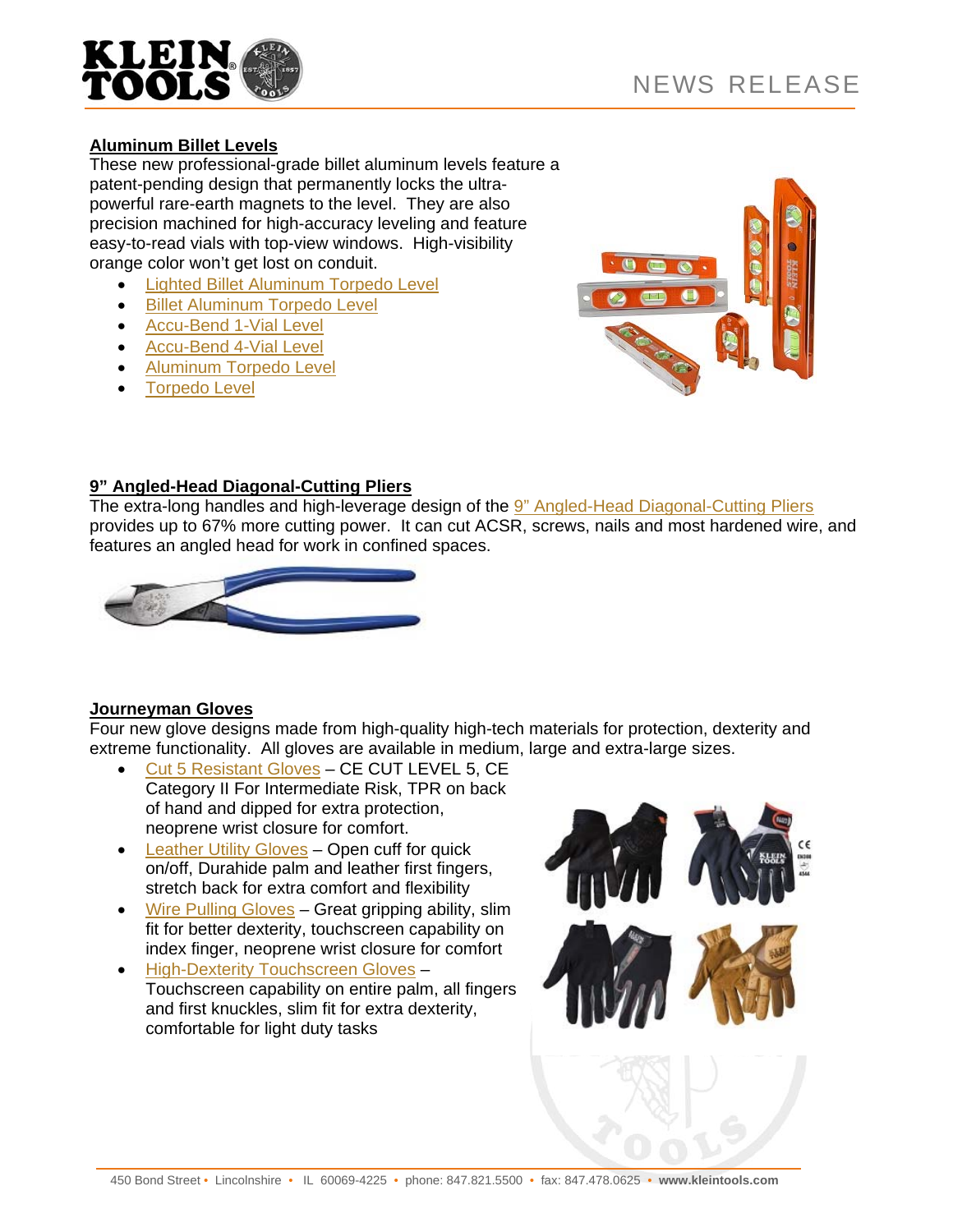## Aluminum Billet Levels

These new professional-grade billet aluminum levels feature a patent-pending design that permanently locks the ultra-powerful rare-earth magnets to the level. They are also precision machined for high-accuracy leveling and feature easy-to-read vials with top-view windows. High-visibility orange color won't get lost on conduit.

- Lighted Billet Aluminum Torpedo Level
- Billet Aluminum Torpedo Level
- Accu-Bend 1-Vial Level
- Accu-Bend 4-Vial Level
- Aluminum Torpedo Level
- Torpedo Level

## 9" Angled-Head Diagonal-Cutting Pliers

The extra-long handles and high-leverage design of the 9" Angled-Head Diagonal-Cutting Pliers provides up to 67% more cutting power. It can cut ACSR, screws, nails and most hardened wire, and features an angled head for work in confined spaces.

## Journeyman Gloves

Four new glove designs made from high-quality high-tech materials for protection, dexterity and extreme functionality. All gloves are available in medium, large and extra-large sizes.

- Cut 5 Resistant Gloves – CE CUT LEVEL 5, CE Category II For Intermediate Risk, TPR on back of hand and dipped for extra protection, neoprene wrist closure for comfort.
- Leather Utility Gloves – Open cuff for quick on/off, Durahide palm and leather first fingers, stretch back for extra comfort and flexibility
- Wire Pulling Gloves – Great gripping ability, slim fit for better dexterity, touchscreen capability on index finger, neoprene wrist closure for comfort
- High-Dexterity Touchscreen Gloves – Touchscreen capability on entire palm, all fingers and first knuckles, slim fit for extra dexterity, comfortable for light duty tasks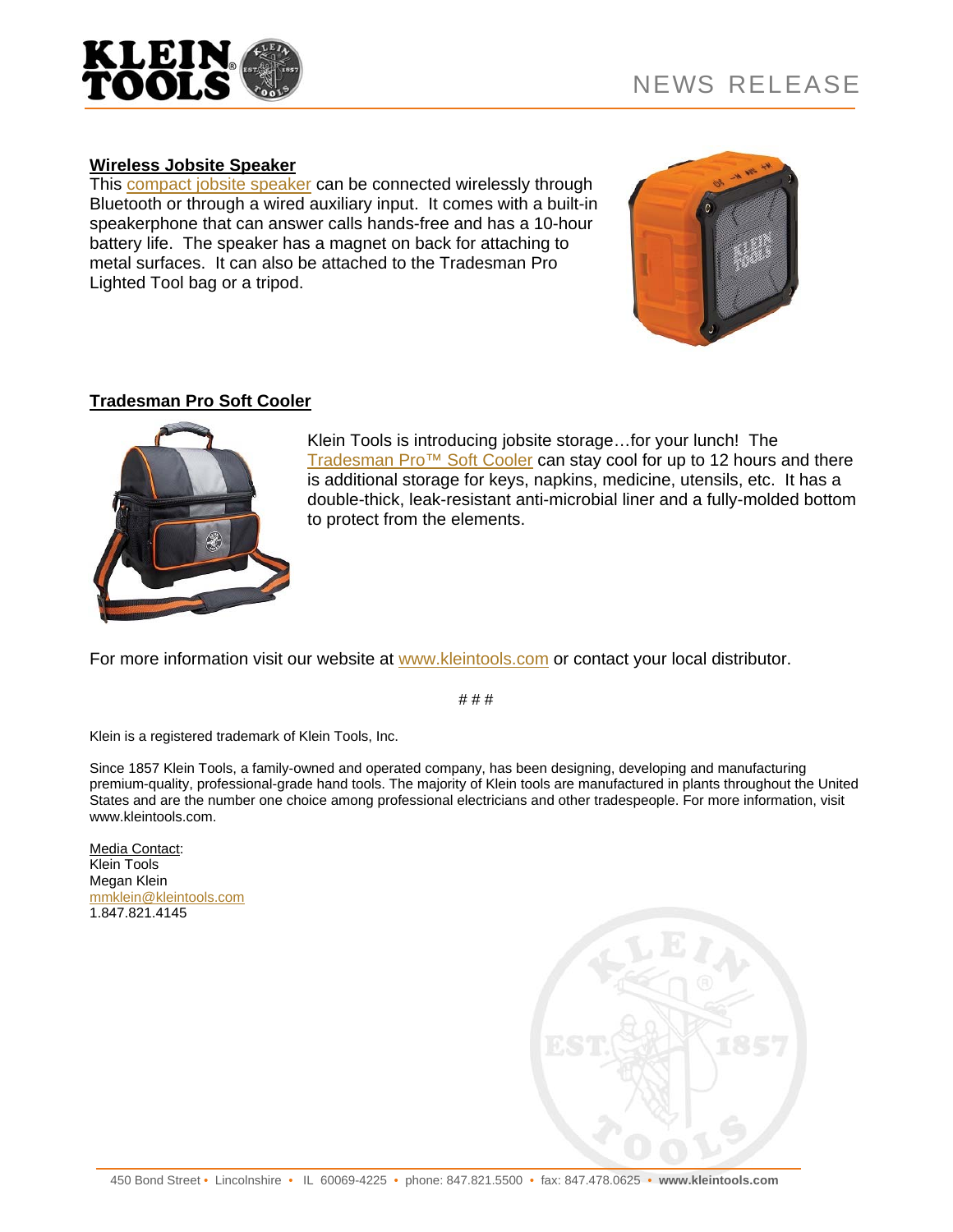### Wireless Jobsite Speaker

This compact jobsite speaker can be connected wirelessly through Bluetooth or through a wired auxiliary input. It comes with a built-in speakerphone that can answer calls hands-free and has a 10-hour battery life. The speaker has a magnet on back for attaching to metal surfaces. It can also be attached to the Tradesman Pro Lighted Tool bag or a tripod.

### Tradesman Pro Soft Cooler

Klein Tools is introducing jobsite storage…for your lunch! The Tradesman Pro™ Soft Cooler can stay cool for up to 12 hours and there is additional storage for keys, napkins, medicine, utensils, etc. It has a double-thick, leak-resistant anti-microbial liner and a fully-molded bottom to protect from the elements.

For more information visit our website at www.kleintools.com or contact your local distributor.

# # #

Klein is a registered trademark of Klein Tools, Inc.

Since 1857 Klein Tools, a family-owned and operated company, has been designing, developing and manufacturing premium-quality, professional-grade hand tools. The majority of Klein tools are manufactured in plants throughout the United States and are the number one choice among professional electricians and other tradespeople. For more information, visit www.kleintools.com.

Media Contact:
Klein Tools
Megan Klein
mmklein@kleintools.com
1.847.821.4145

450 Bond Street • Lincolnshire • IL 60069-4225 • phone: 847.821.5500 • fax: 847.478.0625 • **www.kleintools.com**